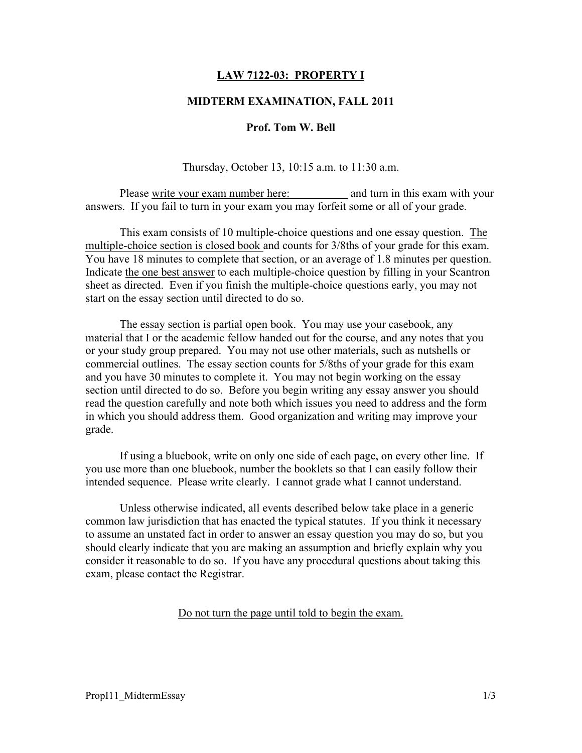# LAW 7122-03: PROPERTY I

## MIDTERM EXAMINATION, FALL 2011

### Prof. Tom W. Bell

Thursday, October 13, 10:15 a.m. to 11:30 a.m.

Please write your exam number here: __________ and turn in this exam with your answers. If you fail to turn in your exam you may forfeit some or all of your grade.

This exam consists of 10 multiple-choice questions and one essay question. The multiple-choice section is closed book and counts for 3/8ths of your grade for this exam. You have 18 minutes to complete that section, or an average of 1.8 minutes per question. Indicate the one best answer to each multiple-choice question by filling in your Scantron sheet as directed. Even if you finish the multiple-choice questions early, you may not start on the essay section until directed to do so.

The essay section is partial open book. You may use your casebook, any material that I or the academic fellow handed out for the course, and any notes that you or your study group prepared. You may not use other materials, such as nutshells or commercial outlines. The essay section counts for 5/8ths of your grade for this exam and you have 30 minutes to complete it. You may not begin working on the essay section until directed to do so. Before you begin writing any essay answer you should read the question carefully and note both which issues you need to address and the form in which you should address them. Good organization and writing may improve your grade.

If using a bluebook, write on only one side of each page, on every other line. If you use more than one bluebook, number the booklets so that I can easily follow their intended sequence. Please write clearly. I cannot grade what I cannot understand.

Unless otherwise indicated, all events described below take place in a generic common law jurisdiction that has enacted the typical statutes. If you think it necessary to assume an unstated fact in order to answer an essay question you may do so, but you should clearly indicate that you are making an assumption and briefly explain why you consider it reasonable to do so. If you have any procedural questions about taking this exam, please contact the Registrar.

Do not turn the page until told to begin the exam.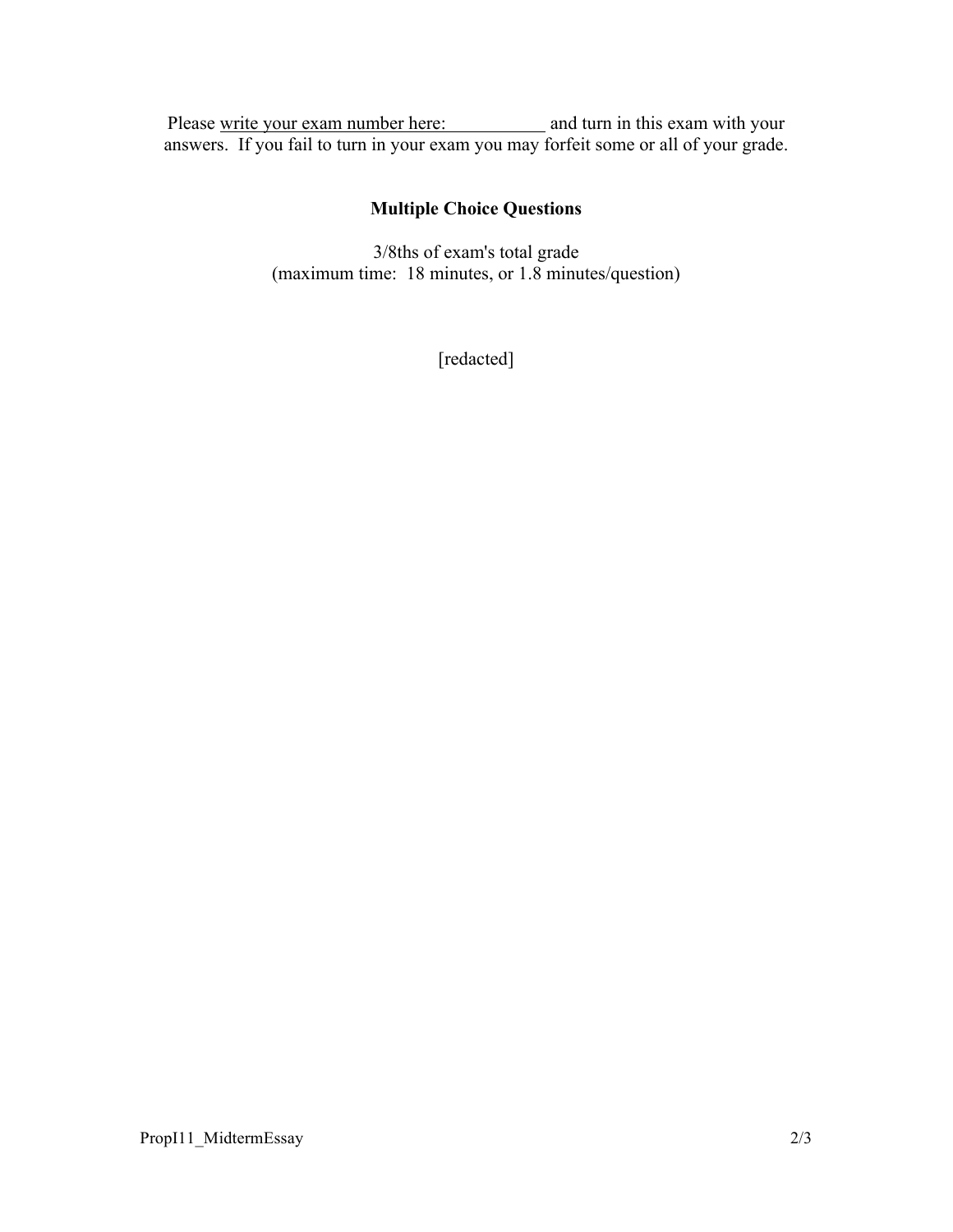Please <u>write your exam number here: ___________</u> and turn in this exam with your answers. If you fail to turn in your exam you may forfeit some or all of your grade.

## Multiple Choice Questions

3/8ths of exam's total grade
(maximum time: 18 minutes, or 1.8 minutes/question)

[redacted]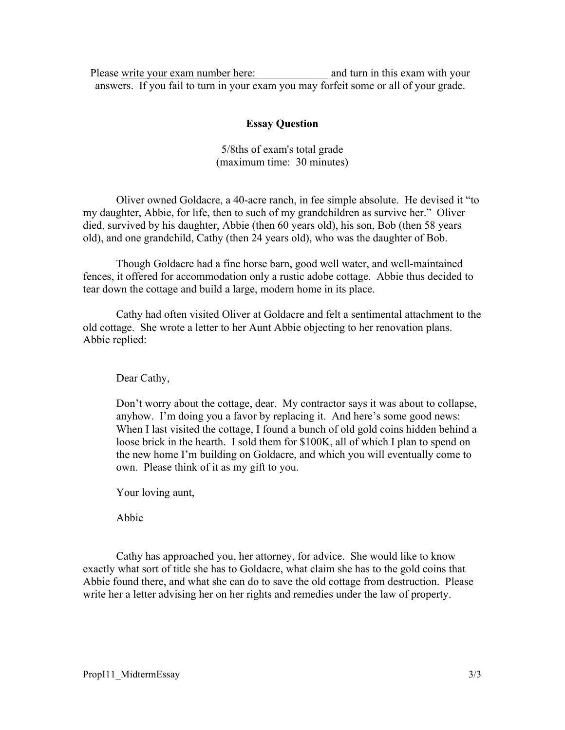Please <u>write your exam number here: \_\_\_\_\_\_\_\_\_\_\_\_\_</u> and turn in this exam with your answers. If you fail to turn in your exam you may forfeit some or all of your grade.

## Essay Question

5/8ths of exam's total grade
(maximum time: 30 minutes)

Oliver owned Goldacre, a 40-acre ranch, in fee simple absolute. He devised it "to my daughter, Abbie, for life, then to such of my grandchildren as survive her." Oliver died, survived by his daughter, Abbie (then 60 years old), his son, Bob (then 58 years old), and one grandchild, Cathy (then 24 years old), who was the daughter of Bob.

Though Goldacre had a fine horse barn, good well water, and well-maintained fences, it offered for accommodation only a rustic adobe cottage. Abbie thus decided to tear down the cottage and build a large, modern home in its place.

Cathy had often visited Oliver at Goldacre and felt a sentimental attachment to the old cottage. She wrote a letter to her Aunt Abbie objecting to her renovation plans. Abbie replied:

> Dear Cathy,
>
> Don't worry about the cottage, dear. My contractor says it was about to collapse, anyhow. I'm doing you a favor by replacing it. And here's some good news: When I last visited the cottage, I found a bunch of old gold coins hidden behind a loose brick in the hearth. I sold them for $100K, all of which I plan to spend on the new home I'm building on Goldacre, and which you will eventually come to own. Please think of it as my gift to you.
>
> Your loving aunt,
>
> Abbie

Cathy has approached you, her attorney, for advice. She would like to know exactly what sort of title she has to Goldacre, what claim she has to the gold coins that Abbie found there, and what she can do to save the old cottage from destruction. Please write her a letter advising her on her rights and remedies under the law of property.